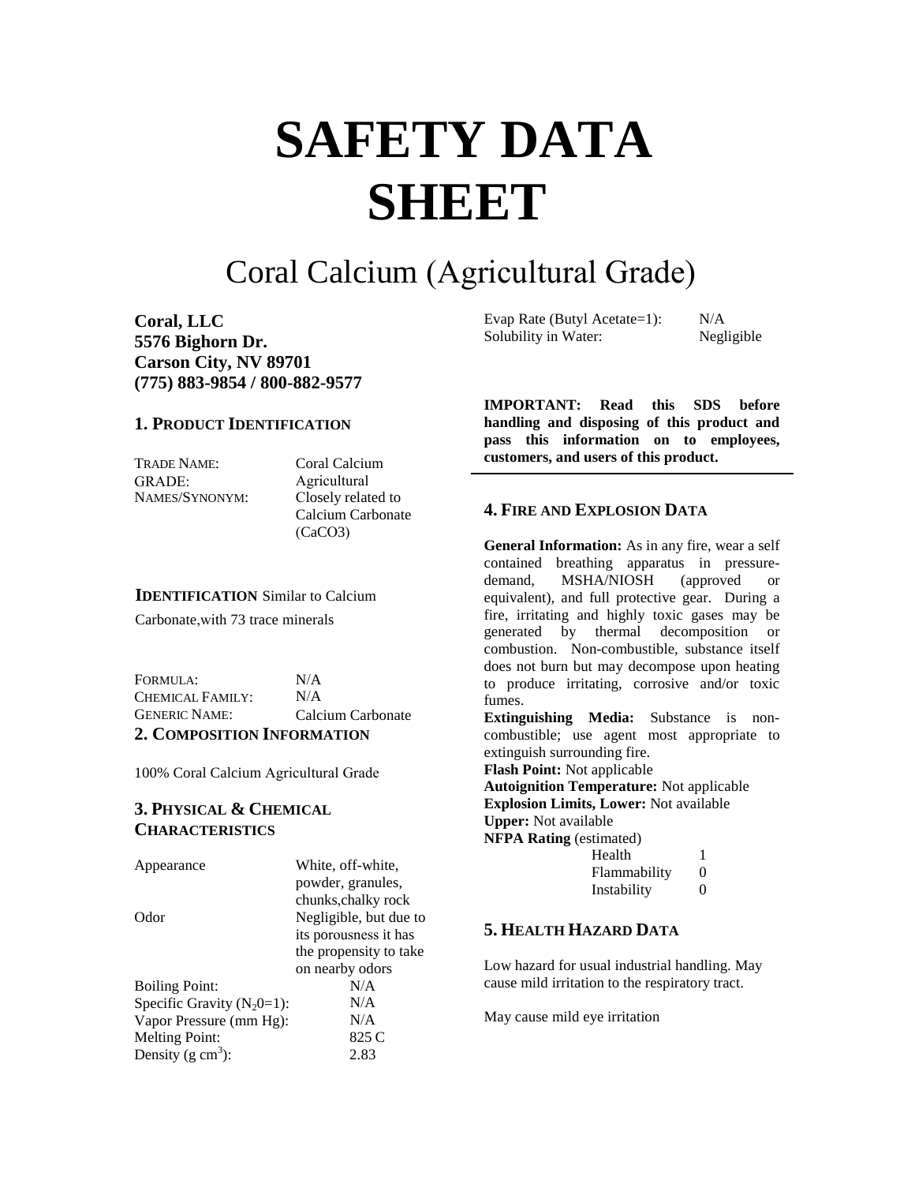# SAFETY DATA SHEET

## Coral Calcium (Agricultural Grade)

**Coral, LLC**
**5576 Bighorn Dr.**
**Carson City, NV 89701**
**(775) 883-9854 / 800-882-9577**

### 1. PRODUCT IDENTIFICATION

| | |
|---|---|
| TRADE NAME: | Coral Calcium |
| GRADE: | Agricultural |
| NAMES/SYNONYM: | Closely related to Calcium Carbonate ($CaCO_3$) |

**IDENTIFICATION** Similar to Calcium Carbonate,with 73 trace minerals

| | |
|---|---|
| FORMULA: | N/A |
| CHEMICAL FAMILY: | N/A |
| GENERIC NAME: | Calcium Carbonate |

### 2. COMPOSITION INFORMATION

100% Coral Calcium Agricultural Grade

### 3. PHYSICAL & CHEMICAL CHARACTERISTICS

| | |
|---|---|
| Appearance | White, off-white, powder, granules, chunks,chalky rock |
| Odor | Negligible, but due to its porousness it has the propensity to take on nearby odors |
| Boiling Point: | N/A |
| Specific Gravity ($N_20$=1): | N/A |
| Vapor Pressure (mm Hg): | N/A |
| Melting Point: | 825 C |
| Density (g $cm^3$): | 2.83 |
| Evap Rate (Butyl Acetate=1): | N/A |
| Solubility in Water: | Negligible |

**IMPORTANT: Read this SDS before handling and disposing of this product and pass this information on to employees, customers, and users of this product.**

### 4. FIRE AND EXPLOSION DATA

**General Information:** As in any fire, wear a self contained breathing apparatus in pressure-demand, MSHA/NIOSH (approved or equivalent), and full protective gear. During a fire, irritating and highly toxic gases may be generated by thermal decomposition or combustion. Non-combustible, substance itself does not burn but may decompose upon heating to produce irritating, corrosive and/or toxic fumes.

**Extinguishing Media:** Substance is non-combustible; use agent most appropriate to extinguish surrounding fire.

**Flash Point:** Not applicable

**Autoignition Temperature:** Not applicable

**Explosion Limits, Lower:** Not available

**Upper:** Not available

**NFPA Rating** (estimated)

| | |
|---|---|
| Health | 1 |
| Flammability | 0 |
| Instability | 0 |

### 5. HEALTH HAZARD DATA

Low hazard for usual industrial handling. May cause mild irritation to the respiratory tract.

May cause mild eye irritation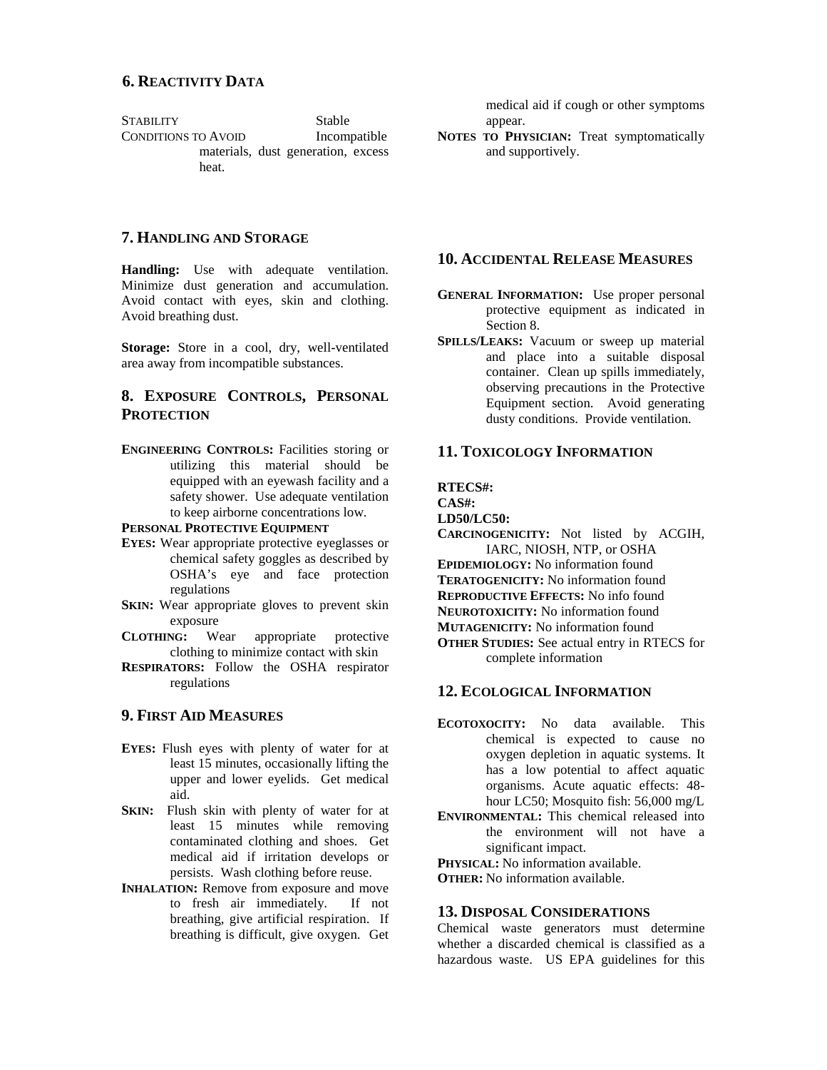## 6. Reactivity Data

Stability Stable

Conditions to Avoid Incompatible materials, dust generation, excess heat.

## 7. Handling and Storage

**Handling:** Use with adequate ventilation. Minimize dust generation and accumulation. Avoid contact with eyes, skin and clothing. Avoid breathing dust.

**Storage:** Store in a cool, dry, well-ventilated area away from incompatible substances.

## 8. Exposure Controls, Personal Protection

**Engineering Controls:** Facilities storing or utilizing this material should be equipped with an eyewash facility and a safety shower. Use adequate ventilation to keep airborne concentrations low.

**Personal Protective Equipment**

**Eyes:** Wear appropriate protective eyeglasses or chemical safety goggles as described by OSHA's eye and face protection regulations

**Skin:** Wear appropriate gloves to prevent skin exposure

**Clothing:** Wear appropriate protective clothing to minimize contact with skin

**Respirators:** Follow the OSHA respirator regulations

## 9. First Aid Measures

**Eyes:** Flush eyes with plenty of water for at least 15 minutes, occasionally lifting the upper and lower eyelids. Get medical aid.

**Skin:** Flush skin with plenty of water for at least 15 minutes while removing contaminated clothing and shoes. Get medical aid if irritation develops or persists. Wash clothing before reuse.

**Inhalation:** Remove from exposure and move to fresh air immediately. If not breathing, give artificial respiration. If breathing is difficult, give oxygen. Get medical aid if cough or other symptoms appear.

**Notes to Physician:** Treat symptomatically and supportively.

## 10. Accidental Release Measures

**General Information:** Use proper personal protective equipment as indicated in Section 8.

**Spills/Leaks:** Vacuum or sweep up material and place into a suitable disposal container. Clean up spills immediately, observing precautions in the Protective Equipment section. Avoid generating dusty conditions. Provide ventilation.

## 11. Toxicology Information

**RTECS#:**

**CAS#:**

**LD50/LC50:**

**Carcinogenicity:** Not listed by ACGIH, IARC, NIOSH, NTP, or OSHA

**Epidemiology:** No information found

**Teratogenicity:** No information found

**Reproductive Effects:** No info found

**Neurotoxicity:** No information found

**Mutagenicity:** No information found

**Other Studies:** See actual entry in RTECS for complete information

## 12. Ecological Information

**Ecotoxocity:** No data available. This chemical is expected to cause no oxygen depletion in aquatic systems. It has a low potential to affect aquatic organisms. Acute aquatic effects: 48-hour LC50; Mosquito fish: 56,000 mg/L

**Environmental:** This chemical released into the environment will not have a significant impact.

**Physical:** No information available.

**Other:** No information available.

## 13. Disposal Considerations

Chemical waste generators must determine whether a discarded chemical is classified as a hazardous waste. US EPA guidelines for this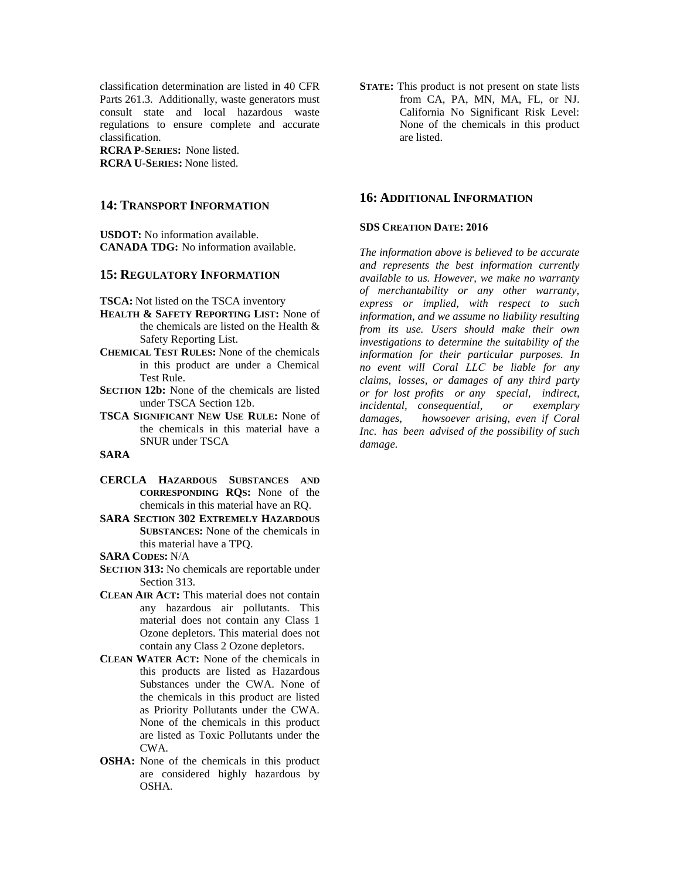classification determination are listed in 40 CFR Parts 261.3. Additionally, waste generators must consult state and local hazardous waste regulations to ensure complete and accurate classification.

**RCRA P-SERIES:** None listed.
**RCRA U-SERIES:** None listed.

## 14: TRANSPORT INFORMATION

**USDOT:** No information available.
**CANADA TDG:** No information available.

## 15: REGULATORY INFORMATION

**TSCA:** Not listed on the TSCA inventory

**HEALTH & SAFETY REPORTING LIST:** None of the chemicals are listed on the Health & Safety Reporting List.

**CHEMICAL TEST RULES:** None of the chemicals in this product are under a Chemical Test Rule.

**SECTION 12b:** None of the chemicals are listed under TSCA Section 12b.

**TSCA SIGNIFICANT NEW USE RULE:** None of the chemicals in this material have a SNUR under TSCA

**SARA**

**CERCLA HAZARDOUS SUBSTANCES AND CORRESPONDING RQS:** None of the chemicals in this material have an RQ.

**SARA SECTION 302 EXTREMELY HAZARDOUS SUBSTANCES:** None of the chemicals in this material have a TPQ.

**SARA CODES:** N/A

**SECTION 313:** No chemicals are reportable under Section 313.

**CLEAN AIR ACT:** This material does not contain any hazardous air pollutants. This material does not contain any Class 1 Ozone depletors. This material does not contain any Class 2 Ozone depletors.

**CLEAN WATER ACT:** None of the chemicals in this products are listed as Hazardous Substances under the CWA. None of the chemicals in this product are listed as Priority Pollutants under the CWA. None of the chemicals in this product are listed as Toxic Pollutants under the CWA.

**OSHA:** None of the chemicals in this product are considered highly hazardous by OSHA.

**STATE:** This product is not present on state lists from CA, PA, MN, MA, FL, or NJ. California No Significant Risk Level: None of the chemicals in this product are listed.

## 16: ADDITIONAL INFORMATION

**SDS CREATION DATE: 2016**

*The information above is believed to be accurate and represents the best information currently available to us. However, we make no warranty of merchantability or any other warranty, express or implied, with respect to such information, and we assume no liability resulting from its use. Users should make their own investigations to determine the suitability of the information for their particular purposes. In no event will Coral LLC be liable for any claims, losses, or damages of any third party or for lost profits or any special, indirect, incidental, consequential, or exemplary damages, howsoever arising, even if Coral Inc. has been advised of the possibility of such damage.*